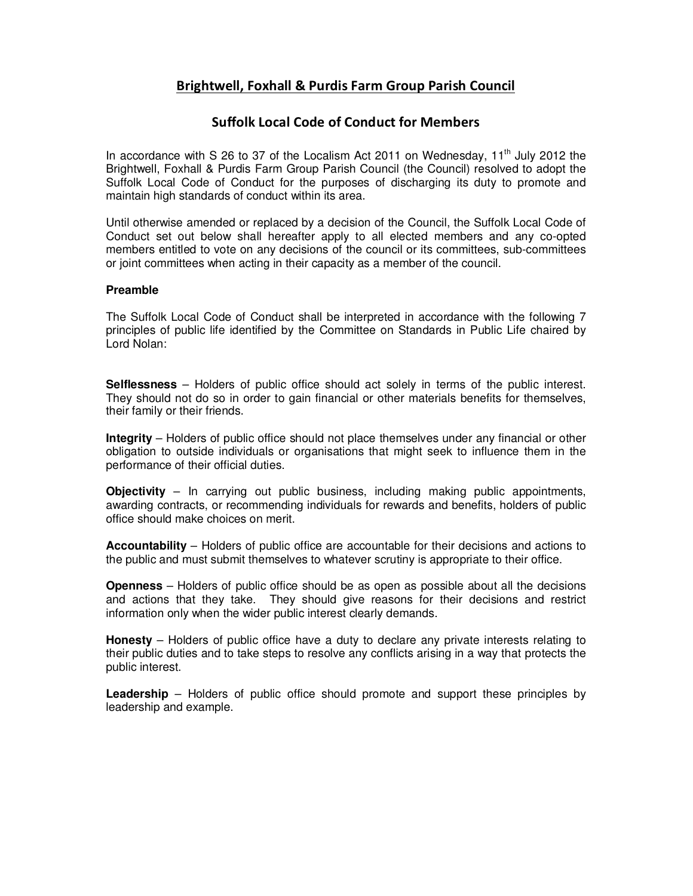# Brightwell, Foxhall & Purdis Farm Group Parish Council

## Suffolk Local Code of Conduct for Members

In accordance with S 26 to 37 of the Localism Act 2011 on Wednesday, 11th July 2012 the Brightwell, Foxhall & Purdis Farm Group Parish Council (the Council) resolved to adopt the Suffolk Local Code of Conduct for the purposes of discharging its duty to promote and maintain high standards of conduct within its area.

Until otherwise amended or replaced by a decision of the Council, the Suffolk Local Code of Conduct set out below shall hereafter apply to all elected members and any co-opted members entitled to vote on any decisions of the council or its committees, sub-committees or joint committees when acting in their capacity as a member of the council.

**Preamble**

The Suffolk Local Code of Conduct shall be interpreted in accordance with the following 7 principles of public life identified by the Committee on Standards in Public Life chaired by Lord Nolan:

**Selflessness** – Holders of public office should act solely in terms of the public interest. They should not do so in order to gain financial or other materials benefits for themselves, their family or their friends.

**Integrity** – Holders of public office should not place themselves under any financial or other obligation to outside individuals or organisations that might seek to influence them in the performance of their official duties.

**Objectivity** – In carrying out public business, including making public appointments, awarding contracts, or recommending individuals for rewards and benefits, holders of public office should make choices on merit.

**Accountability** – Holders of public office are accountable for their decisions and actions to the public and must submit themselves to whatever scrutiny is appropriate to their office.

**Openness** – Holders of public office should be as open as possible about all the decisions and actions that they take. They should give reasons for their decisions and restrict information only when the wider public interest clearly demands.

**Honesty** – Holders of public office have a duty to declare any private interests relating to their public duties and to take steps to resolve any conflicts arising in a way that protects the public interest.

**Leadership** – Holders of public office should promote and support these principles by leadership and example.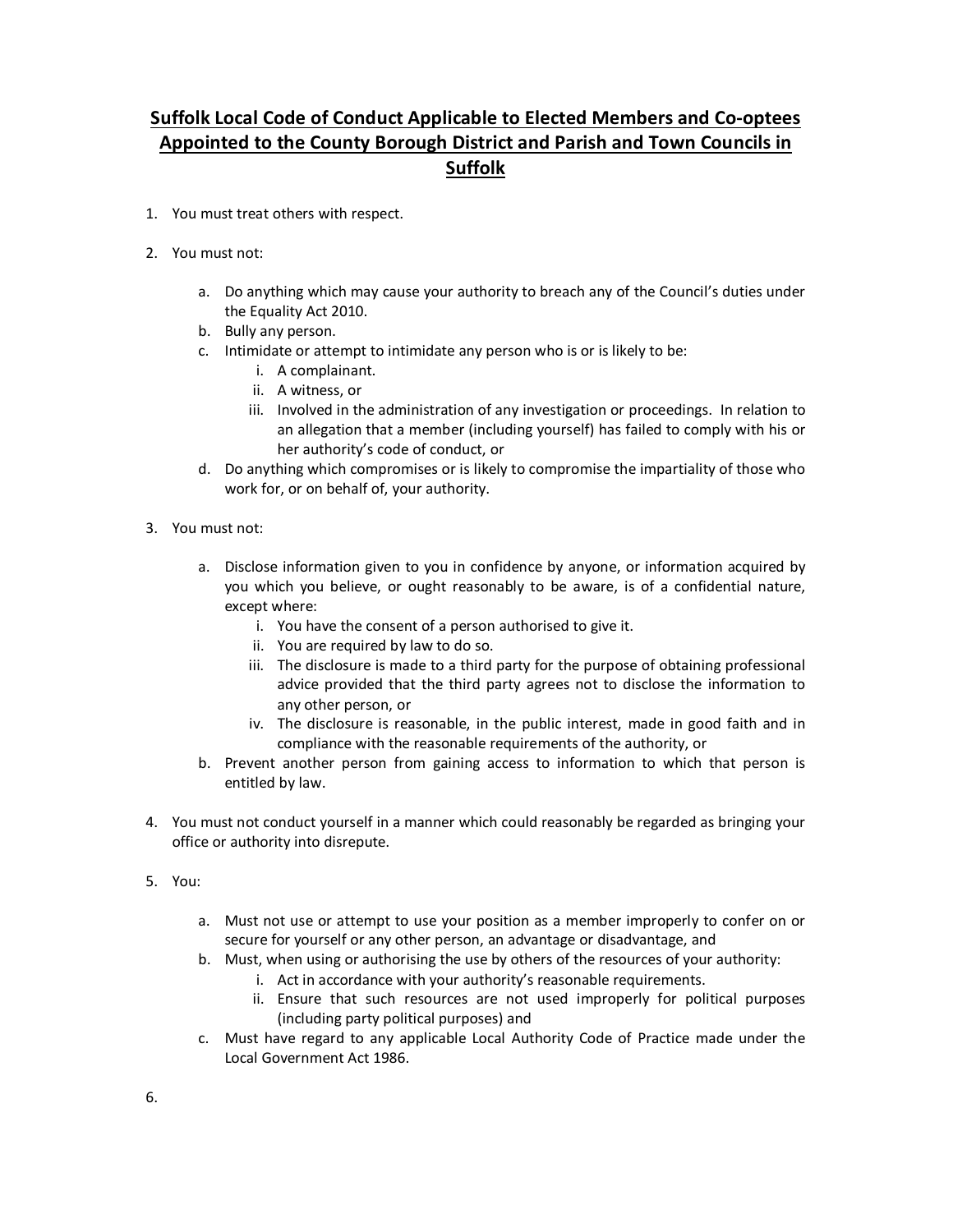# Suffolk Local Code of Conduct Applicable to Elected Members and Co-optees Appointed to the County Borough District and Parish and Town Councils in Suffolk

1. You must treat others with respect.

2. You must not:

    a. Do anything which may cause your authority to breach any of the Council's duties under the Equality Act 2010.
    b. Bully any person.
    c. Intimidate or attempt to intimidate any person who is or is likely to be:
        i. A complainant.
        ii. A witness, or
        iii. Involved in the administration of any investigation or proceedings. In relation to an allegation that a member (including yourself) has failed to comply with his or her authority's code of conduct, or
    d. Do anything which compromises or is likely to compromise the impartiality of those who work for, or on behalf of, your authority.

3. You must not:

    a. Disclose information given to you in confidence by anyone, or information acquired by you which you believe, or ought reasonably to be aware, is of a confidential nature, except where:
        i. You have the consent of a person authorised to give it.
        ii. You are required by law to do so.
        iii. The disclosure is made to a third party for the purpose of obtaining professional advice provided that the third party agrees not to disclose the information to any other person, or
        iv. The disclosure is reasonable, in the public interest, made in good faith and in compliance with the reasonable requirements of the authority, or
    b. Prevent another person from gaining access to information to which that person is entitled by law.

4. You must not conduct yourself in a manner which could reasonably be regarded as bringing your office or authority into disrepute.

5. You:

    a. Must not use or attempt to use your position as a member improperly to confer on or secure for yourself or any other person, an advantage or disadvantage, and
    b. Must, when using or authorising the use by others of the resources of your authority:
        i. Act in accordance with your authority's reasonable requirements.
        ii. Ensure that such resources are not used improperly for political purposes (including party political purposes) and
    c. Must have regard to any applicable Local Authority Code of Practice made under the Local Government Act 1986.

6.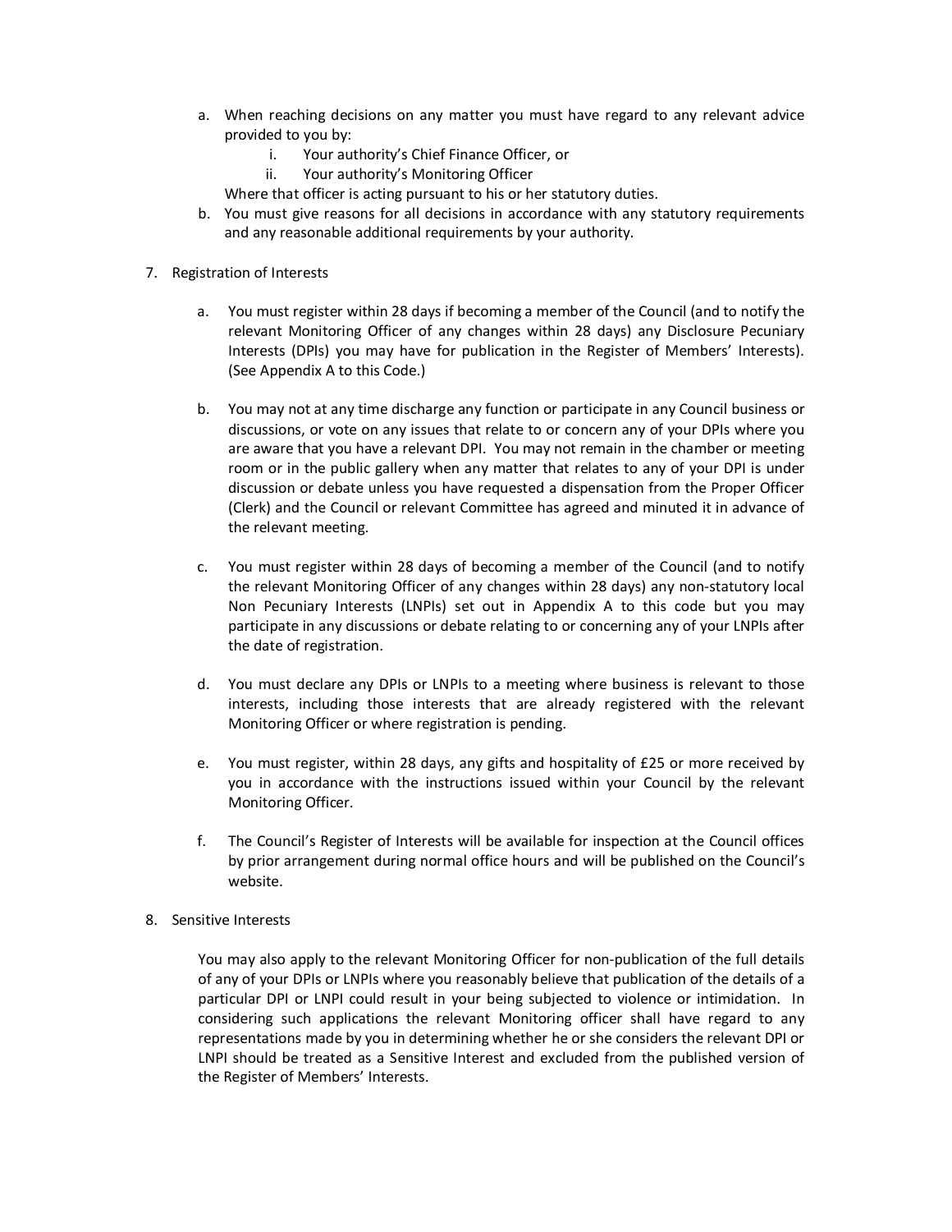a. When reaching decisions on any matter you must have regard to any relevant advice provided to you by:
    i. Your authority's Chief Finance Officer, or
    ii. Your authority's Monitoring Officer

    Where that officer is acting pursuant to his or her statutory duties.
b. You must give reasons for all decisions in accordance with any statutory requirements and any reasonable additional requirements by your authority.

7. Registration of Interests

    a. You must register within 28 days if becoming a member of the Council (and to notify the relevant Monitoring Officer of any changes within 28 days) any Disclosure Pecuniary Interests (DPIs) you may have for publication in the Register of Members' Interests). (See Appendix A to this Code.)

    b. You may not at any time discharge any function or participate in any Council business or discussions, or vote on any issues that relate to or concern any of your DPIs where you are aware that you have a relevant DPI. You may not remain in the chamber or meeting room or in the public gallery when any matter that relates to any of your DPI is under discussion or debate unless you have requested a dispensation from the Proper Officer (Clerk) and the Council or relevant Committee has agreed and minuted it in advance of the relevant meeting.

    c. You must register within 28 days of becoming a member of the Council (and to notify the relevant Monitoring Officer of any changes within 28 days) any non-statutory local Non Pecuniary Interests (LNPIs) set out in Appendix A to this code but you may participate in any discussions or debate relating to or concerning any of your LNPIs after the date of registration.

    d. You must declare any DPIs or LNPIs to a meeting where business is relevant to those interests, including those interests that are already registered with the relevant Monitoring Officer or where registration is pending.

    e. You must register, within 28 days, any gifts and hospitality of £25 or more received by you in accordance with the instructions issued within your Council by the relevant Monitoring Officer.

    f. The Council's Register of Interests will be available for inspection at the Council offices by prior arrangement during normal office hours and will be published on the Council's website.

8. Sensitive Interests

    You may also apply to the relevant Monitoring Officer for non-publication of the full details of any of your DPIs or LNPIs where you reasonably believe that publication of the details of a particular DPI or LNPI could result in your being subjected to violence or intimidation. In considering such applications the relevant Monitoring officer shall have regard to any representations made by you in determining whether he or she considers the relevant DPI or LNPI should be treated as a Sensitive Interest and excluded from the published version of the Register of Members' Interests.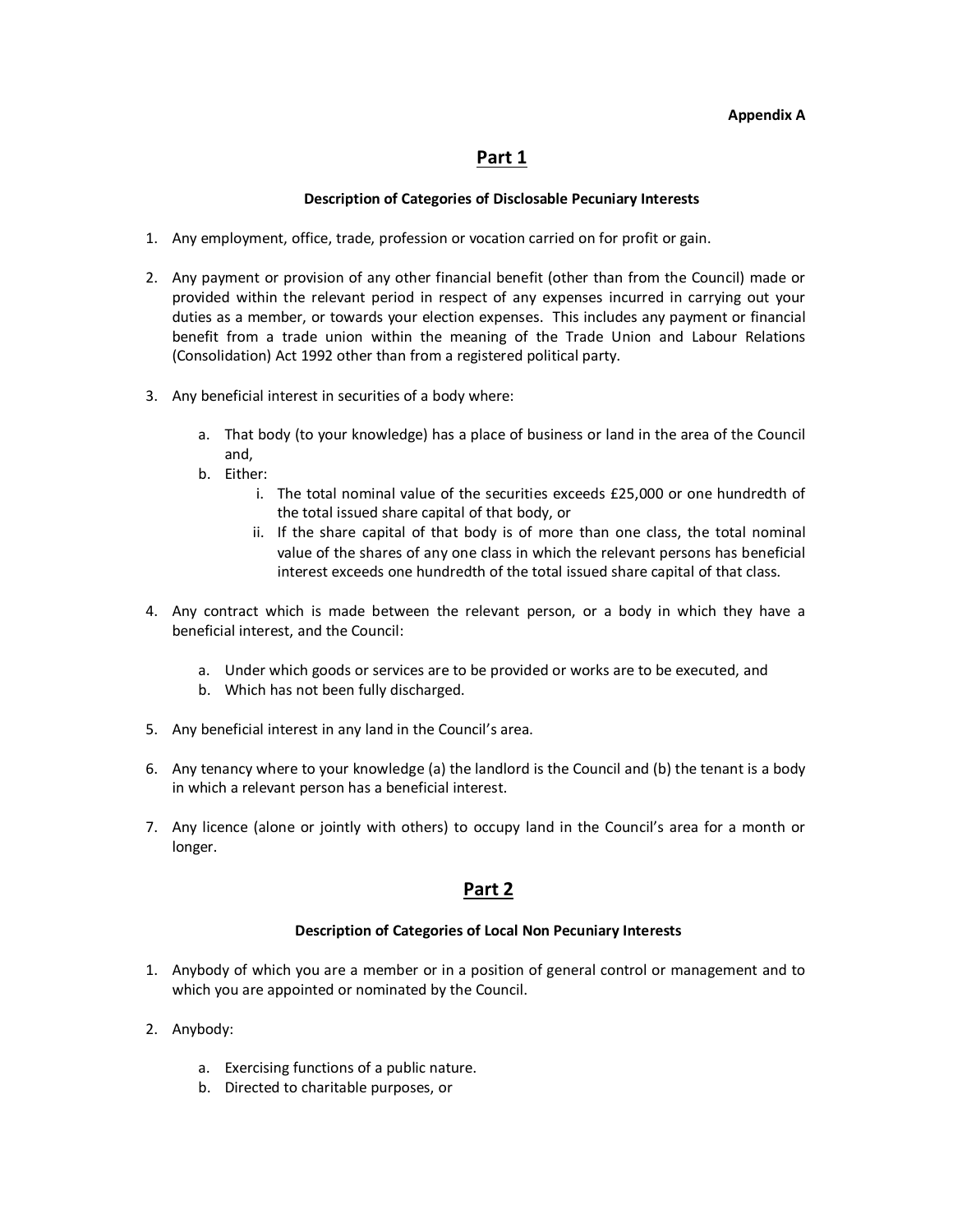**Appendix A**

# Part 1

### Description of Categories of Disclosable Pecuniary Interests

1. Any employment, office, trade, profession or vocation carried on for profit or gain.

2. Any payment or provision of any other financial benefit (other than from the Council) made or provided within the relevant period in respect of any expenses incurred in carrying out your duties as a member, or towards your election expenses. This includes any payment or financial benefit from a trade union within the meaning of the Trade Union and Labour Relations (Consolidation) Act 1992 other than from a registered political party.

3. Any beneficial interest in securities of a body where:

    a. That body (to your knowledge) has a place of business or land in the area of the Council and,
    b. Either:
        i. The total nominal value of the securities exceeds £25,000 or one hundredth of the total issued share capital of that body, or
        ii. If the share capital of that body is of more than one class, the total nominal value of the shares of any one class in which the relevant persons has beneficial interest exceeds one hundredth of the total issued share capital of that class.

4. Any contract which is made between the relevant person, or a body in which they have a beneficial interest, and the Council:

    a. Under which goods or services are to be provided or works are to be executed, and
    b. Which has not been fully discharged.

5. Any beneficial interest in any land in the Council's area.

6. Any tenancy where to your knowledge (a) the landlord is the Council and (b) the tenant is a body in which a relevant person has a beneficial interest.

7. Any licence (alone or jointly with others) to occupy land in the Council's area for a month or longer.

# Part 2

### Description of Categories of Local Non Pecuniary Interests

1. Anybody of which you are a member or in a position of general control or management and to which you are appointed or nominated by the Council.

2. Anybody:

    a. Exercising functions of a public nature.
    b. Directed to charitable purposes, or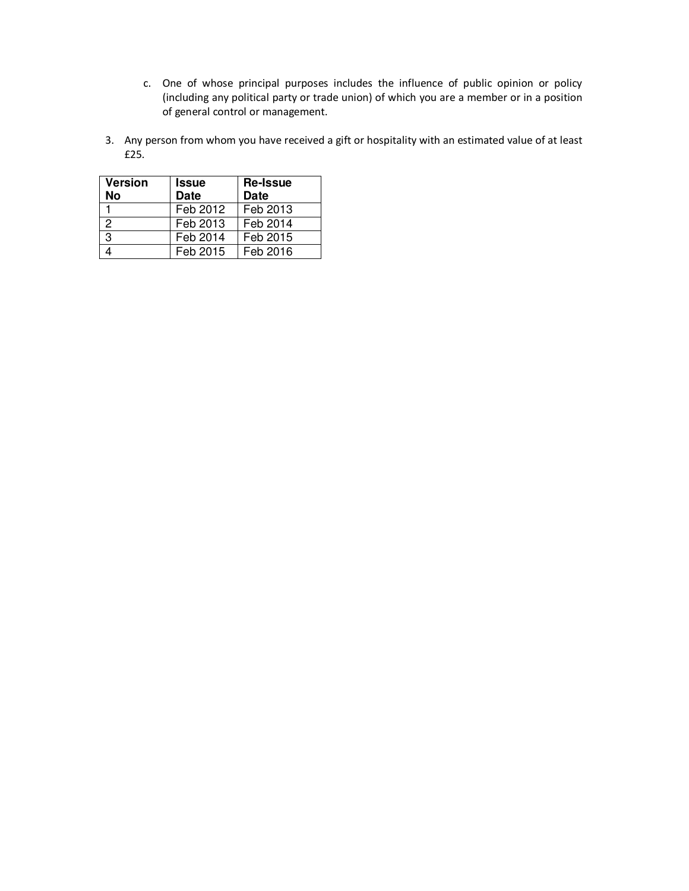c. One of whose principal purposes includes the influence of public opinion or policy (including any political party or trade union) of which you are a member or in a position of general control or management.

3. Any person from whom you have received a gift or hospitality with an estimated value of at least £25.

| Version No | Issue Date | Re-Issue Date |
|---|---|---|
| 1 | Feb 2012 | Feb 2013 |
| 2 | Feb 2013 | Feb 2014 |
| 3 | Feb 2014 | Feb 2015 |
| 4 | Feb 2015 | Feb 2016 |